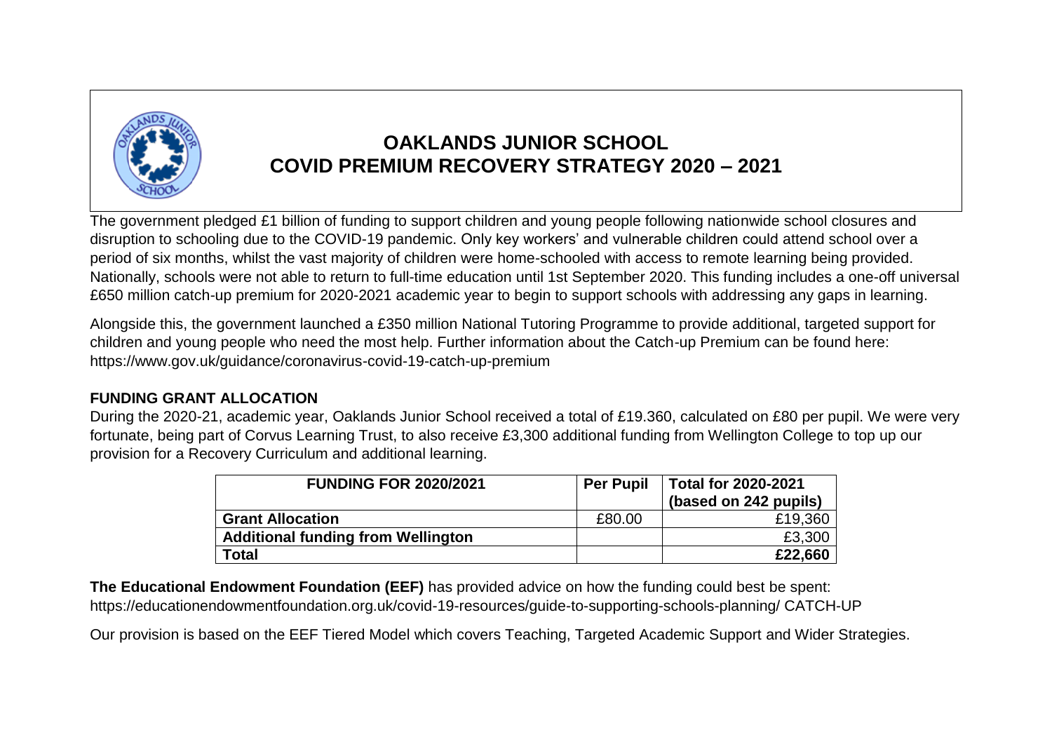# OAKLANDS JUNIOR SCHOOL
# COVID PREMIUM RECOVERY STRATEGY 2020 – 2021

The government pledged £1 billion of funding to support children and young people following nationwide school closures and disruption to schooling due to the COVID-19 pandemic. Only key workers' and vulnerable children could attend school over a period of six months, whilst the vast majority of children were home-schooled with access to remote learning being provided. Nationally, schools were not able to return to full-time education until 1st September 2020. This funding includes a one-off universal £650 million catch-up premium for 2020-2021 academic year to begin to support schools with addressing any gaps in learning.

Alongside this, the government launched a £350 million National Tutoring Programme to provide additional, targeted support for children and young people who need the most help. Further information about the Catch-up Premium can be found here: https://www.gov.uk/guidance/coronavirus-covid-19-catch-up-premium

## FUNDING GRANT ALLOCATION

During the 2020-21, academic year, Oaklands Junior School received a total of £19.360, calculated on £80 per pupil. We were very fortunate, being part of Corvus Learning Trust, to also receive £3,300 additional funding from Wellington College to top up our provision for a Recovery Curriculum and additional learning.

| FUNDING FOR 2020/2021 | Per Pupil | Total for 2020-2021 (based on 242 pupils) |
|---|---|---|
| **Grant Allocation** | £80.00 | £19,360 |
| **Additional funding from Wellington** | | £3,300 |
| **Total** | | **£22,660** |

**The Educational Endowment Foundation (EEF)** has provided advice on how the funding could best be spent: https://educationendowmentfoundation.org.uk/covid-19-resources/guide-to-supporting-schools-planning/ CATCH-UP

Our provision is based on the EEF Tiered Model which covers Teaching, Targeted Academic Support and Wider Strategies.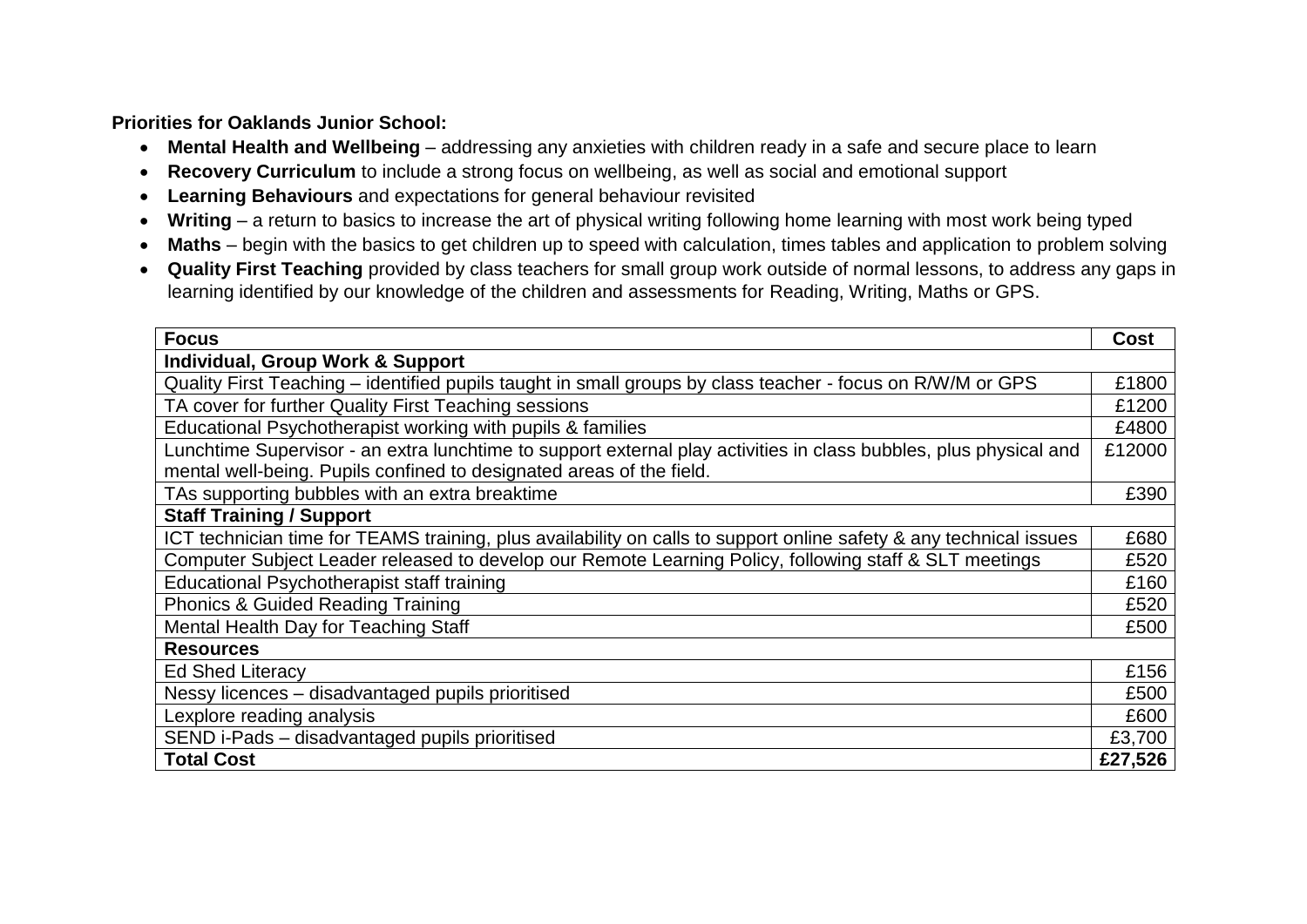**Priorities for Oaklands Junior School:**

- **Mental Health and Wellbeing** – addressing any anxieties with children ready in a safe and secure place to learn
- **Recovery Curriculum** to include a strong focus on wellbeing, as well as social and emotional support
- **Learning Behaviours** and expectations for general behaviour revisited
- **Writing** – a return to basics to increase the art of physical writing following home learning with most work being typed
- **Maths** – begin with the basics to get children up to speed with calculation, times tables and application to problem solving
- **Quality First Teaching** provided by class teachers for small group work outside of normal lessons, to address any gaps in learning identified by our knowledge of the children and assessments for Reading, Writing, Maths or GPS.

| **Focus** | **Cost** |
|---|---|
| **Individual, Group Work & Support** | |
| Quality First Teaching – identified pupils taught in small groups by class teacher - focus on R/W/M or GPS | £1800 |
| TA cover for further Quality First Teaching sessions | £1200 |
| Educational Psychotherapist working with pupils & families | £4800 |
| Lunchtime Supervisor - an extra lunchtime to support external play activities in class bubbles, plus physical and mental well-being. Pupils confined to designated areas of the field. | £12000 |
| TAs supporting bubbles with an extra breaktime | £390 |
| **Staff Training / Support** | |
| ICT technician time for TEAMS training, plus availability on calls to support online safety & any technical issues | £680 |
| Computer Subject Leader released to develop our Remote Learning Policy, following staff & SLT meetings | £520 |
| Educational Psychotherapist staff training | £160 |
| Phonics & Guided Reading Training | £520 |
| Mental Health Day for Teaching Staff | £500 |
| **Resources** | |
| Ed Shed Literacy | £156 |
| Nessy licences – disadvantaged pupils prioritised | £500 |
| Lexplore reading analysis | £600 |
| SEND i-Pads – disadvantaged pupils prioritised | £3,700 |
| **Total Cost** | **£27,526** |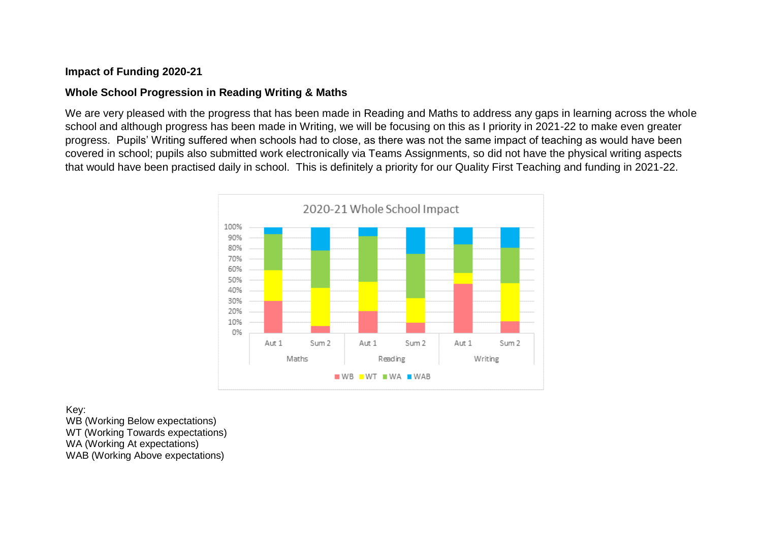**Impact of Funding 2020-21**

**Whole School Progression in Reading Writing & Maths**

We are very pleased with the progress that has been made in Reading and Maths to address any gaps in learning across the whole school and although progress has been made in Writing, we will be focusing on this as I priority in 2021-22 to make even greater progress. Pupils' Writing suffered when schools had to close, as there was not the same impact of teaching as would have been covered in school; pupils also submitted work electronically via Teams Assignments, so did not have the physical writing aspects that would have been practised daily in school. This is definitely a priority for our Quality First Teaching and funding in 2021-22.

2020-21 Whole School Impact

100%
90%
80%
70%
60%
50%
40%
30%
20%
10%
0%

Aut 1 Sum 2 Aut 1 Sum 2 Aut 1 Sum 2

Maths Reading Writing

WB WT WA WAB

Key:
WB (Working Below expectations)
WT (Working Towards expectations)
WA (Working At expectations)
WAB (Working Above expectations)